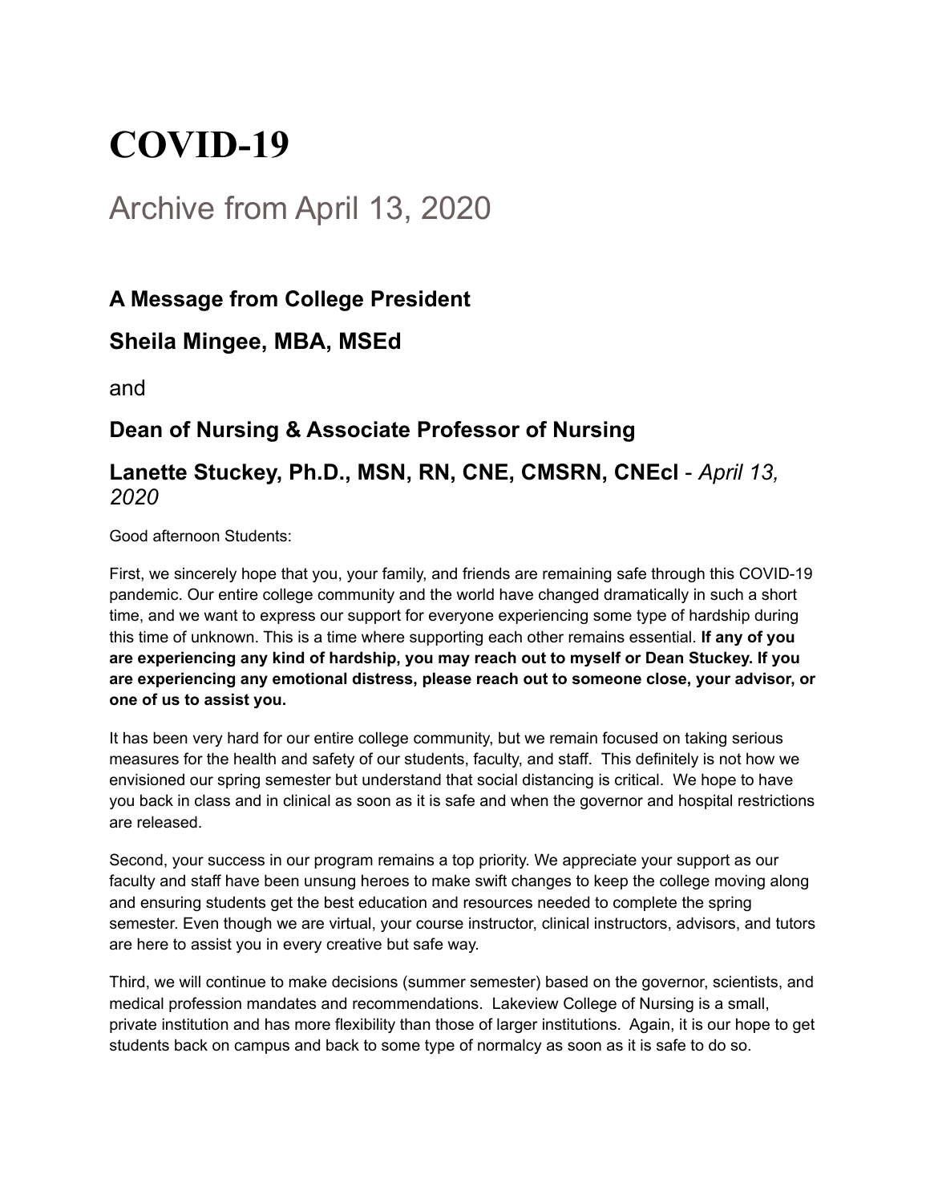# COVID-19

## Archive from April 13, 2020

### A Message from College President

### Sheila Mingee, MBA, MSEd

and

### Dean of Nursing & Associate Professor of Nursing

### Lanette Stuckey, Ph.D., MSN, RN, CNE, CMSRN, CNEcl - *April 13, 2020*

Good afternoon Students:

First, we sincerely hope that you, your family, and friends are remaining safe through this COVID-19 pandemic. Our entire college community and the world have changed dramatically in such a short time, and we want to express our support for everyone experiencing some type of hardship during this time of unknown. This is a time where supporting each other remains essential. **If any of you are experiencing any kind of hardship, you may reach out to myself or Dean Stuckey. If you are experiencing any emotional distress, please reach out to someone close, your advisor, or one of us to assist you.**

It has been very hard for our entire college community, but we remain focused on taking serious measures for the health and safety of our students, faculty, and staff. This definitely is not how we envisioned our spring semester but understand that social distancing is critical. We hope to have you back in class and in clinical as soon as it is safe and when the governor and hospital restrictions are released.

Second, your success in our program remains a top priority. We appreciate your support as our faculty and staff have been unsung heroes to make swift changes to keep the college moving along and ensuring students get the best education and resources needed to complete the spring semester. Even though we are virtual, your course instructor, clinical instructors, advisors, and tutors are here to assist you in every creative but safe way.

Third, we will continue to make decisions (summer semester) based on the governor, scientists, and medical profession mandates and recommendations. Lakeview College of Nursing is a small, private institution and has more flexibility than those of larger institutions. Again, it is our hope to get students back on campus and back to some type of normalcy as soon as it is safe to do so.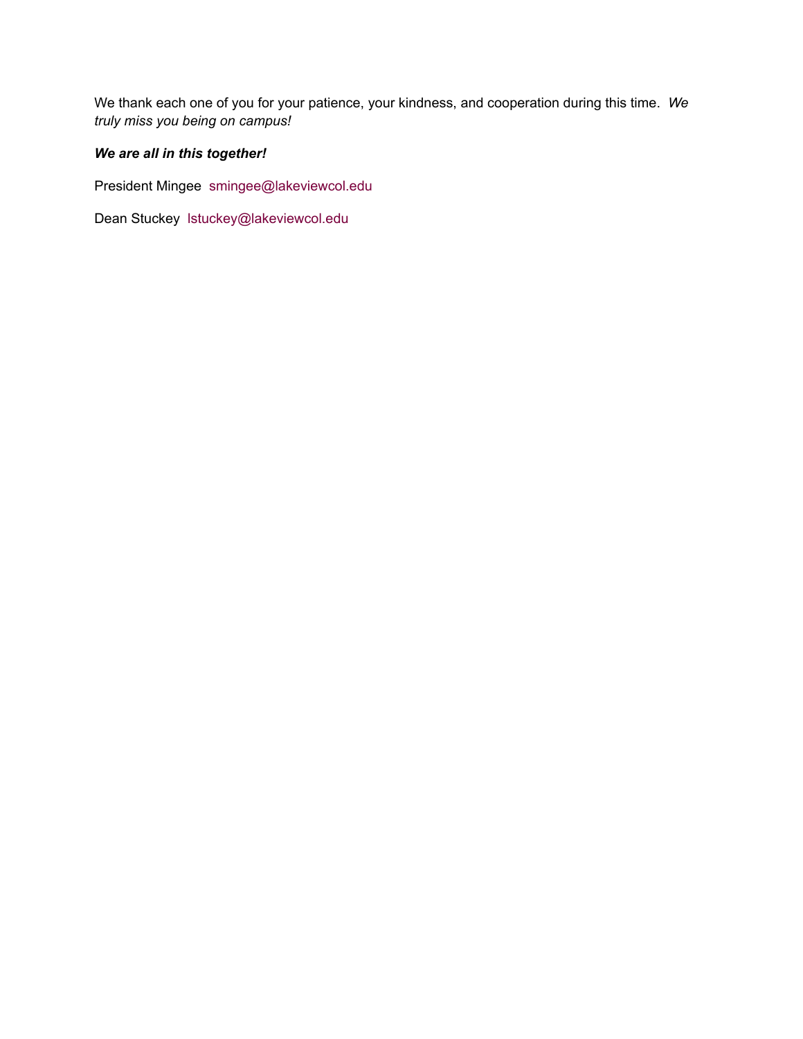We thank each one of you for your patience, your kindness, and cooperation during this time. *We truly miss you being on campus!*

***We are all in this together!***

President Mingee smingee@lakeviewcol.edu

Dean Stuckey lstuckey@lakeviewcol.edu